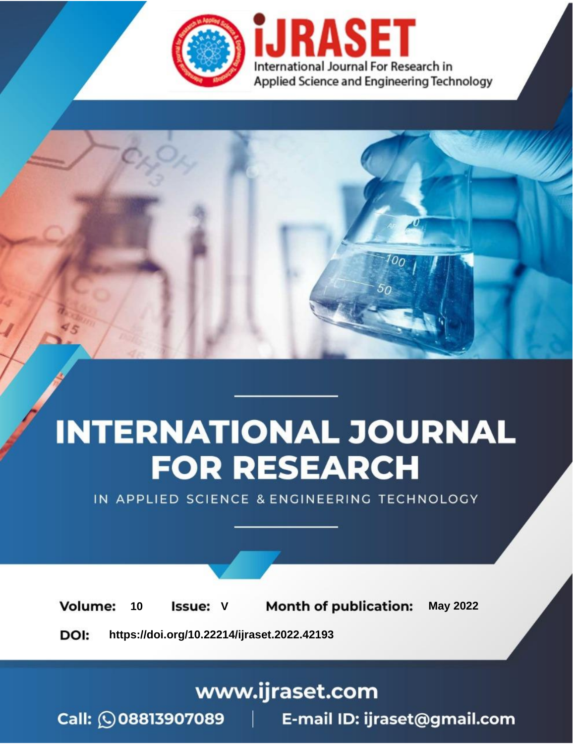iJRASET

International Journal For Research in Applied Science and Engineering Technology

# INTERNATIONAL JOURNAL FOR RESEARCH

IN APPLIED SCIENCE & ENGINEERING TECHNOLOGY

**Volume:** 10 **Issue:** V **Month of publication:** May 2022

**DOI:** https://doi.org/10.22214/ijraset.2022.42193

www.ijraset.com

Call: 08813907089 | E-mail ID: ijraset@gmail.com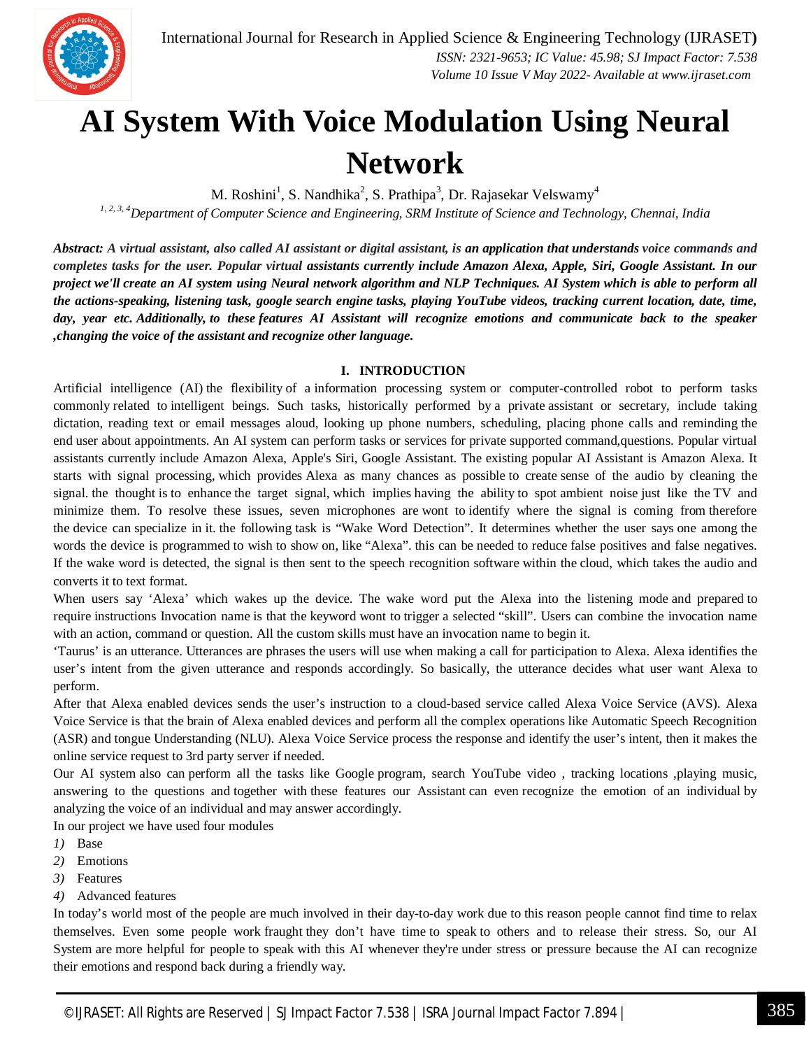# AI System With Voice Modulation Using Neural Network

M. Roshini[1], S. Nandhika[2], S. Prathipa[3], Dr. Rajasekar Velswamy[4]

[1, 2, 3, 4]*Department of Computer Science and Engineering, SRM Institute of Science and Technology, Chennai, India*

***Abstract:** A virtual assistant, also called AI assistant or digital assistant, is an application that understands voice commands and completes tasks for the user. Popular virtual assistants currently include Amazon Alexa, Apple, Siri, Google Assistant. In our project we'll create an AI system using Neural network algorithm and NLP Techniques. AI System which is able to perform all the actions-speaking, listening task, google search engine tasks, playing YouTube videos, tracking current location, date, time, day, year etc. Additionally, to these features AI Assistant will recognize emotions and communicate back to the speaker ,changing the voice of the assistant and recognize other language.*

## I. INTRODUCTION

Artificial intelligence (AI) the flexibility of a information processing system or computer-controlled robot to perform tasks commonly related to intelligent beings. Such tasks, historically performed by a private assistant or secretary, include taking dictation, reading text or email messages aloud, looking up phone numbers, scheduling, placing phone calls and reminding the end user about appointments. An AI system can perform tasks or services for private supported command,questions. Popular virtual assistants currently include Amazon Alexa, Apple's Siri, Google Assistant. The existing popular AI Assistant is Amazon Alexa. It starts with signal processing, which provides Alexa as many chances as possible to create sense of the audio by cleaning the signal. the thought is to enhance the target signal, which implies having the ability to spot ambient noise just like the TV and minimize them. To resolve these issues, seven microphones are wont to identify where the signal is coming from therefore the device can specialize in it. the following task is "Wake Word Detection". It determines whether the user says one among the words the device is programmed to wish to show on, like "Alexa". this can be needed to reduce false positives and false negatives. If the wake word is detected, the signal is then sent to the speech recognition software within the cloud, which takes the audio and converts it to text format.

When users say 'Alexa' which wakes up the device. The wake word put the Alexa into the listening mode and prepared to require instructions Invocation name is that the keyword wont to trigger a selected "skill". Users can combine the invocation name with an action, command or question. All the custom skills must have an invocation name to begin it.

'Taurus' is an utterance. Utterances are phrases the users will use when making a call for participation to Alexa. Alexa identifies the user's intent from the given utterance and responds accordingly. So basically, the utterance decides what user want Alexa to perform.

After that Alexa enabled devices sends the user's instruction to a cloud-based service called Alexa Voice Service (AVS). Alexa Voice Service is that the brain of Alexa enabled devices and perform all the complex operations like Automatic Speech Recognition (ASR) and tongue Understanding (NLU). Alexa Voice Service process the response and identify the user's intent, then it makes the online service request to 3rd party server if needed.

Our AI system also can perform all the tasks like Google program, search YouTube video , tracking locations ,playing music, answering to the questions and together with these features our Assistant can even recognize the emotion of an individual by analyzing the voice of an individual and may answer accordingly.

In our project we have used four modules

1) Base
2) Emotions
3) Features
4) Advanced features

In today's world most of the people are much involved in their day-to-day work due to this reason people cannot find time to relax themselves. Even some people work fraught they don't have time to speak to others and to release their stress. So, our AI System are more helpful for people to speak with this AI whenever they're under stress or pressure because the AI can recognize their emotions and respond back during a friendly way.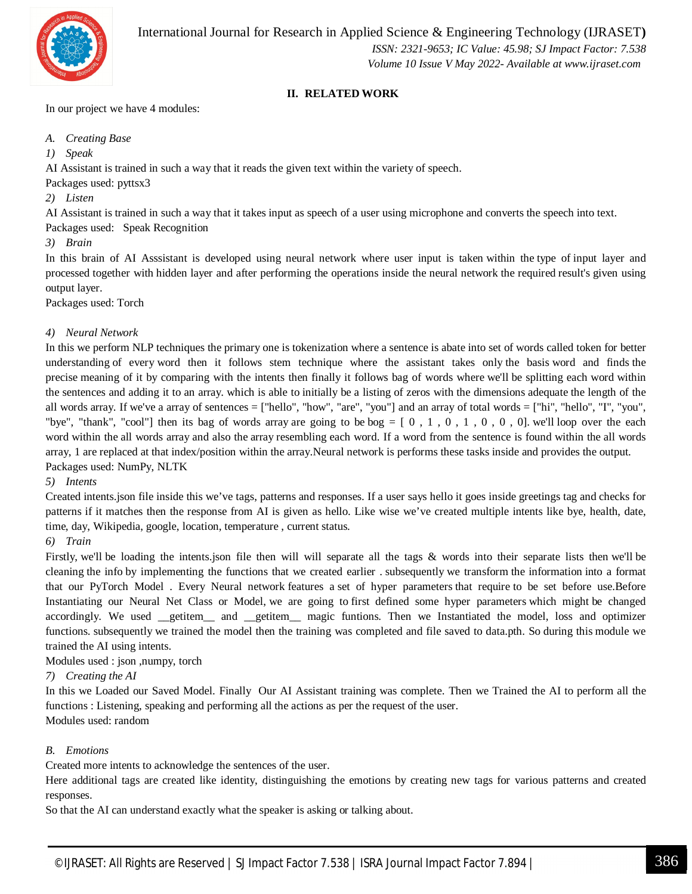## II. RELATED WORK

In our project we have 4 modules:

### *A. Creating Base*

#### *1) Speak*

AI Assistant is trained in such a way that it reads the given text within the variety of speech.

Packages used: pyttsx3

#### *2) Listen*

AI Assistant is trained in such a way that it takes input as speech of a user using microphone and converts the speech into text.

Packages used: Speak Recognition

#### *3) Brain*

In this brain of AI Asssistant is developed using neural network where user input is taken within the type of input layer and processed together with hidden layer and after performing the operations inside the neural network the required result's given using output layer.

Packages used: Torch

#### *4) Neural Network*

In this we perform NLP techniques the primary one is tokenization where a sentence is abate into set of words called token for better understanding of every word then it follows stem technique where the assistant takes only the basis word and finds the precise meaning of it by comparing with the intents then finally it follows bag of words where we'll be splitting each word within the sentences and adding it to an array. which is able to initially be a listing of zeros with the dimensions adequate the length of the all words array. If we've a array of sentences = ["hello", "how", "are", "you"] and an array of total words = ["hi", "hello", "I", "you", "bye", "thank", "cool"] then its bag of words array are going to be bog = [ 0 , 1 , 0 , 1 , 0 , 0 , 0]. we'll loop over the each word within the all words array and also the array resembling each word. If a word from the sentence is found within the all words array, 1 are replaced at that index/position within the array.Neural network is performs these tasks inside and provides the output.

Packages used: NumPy, NLTK

#### *5) Intents*

Created intents.json file inside this we've tags, patterns and responses. If a user says hello it goes inside greetings tag and checks for patterns if it matches then the response from AI is given as hello. Like wise we've created multiple intents like bye, health, date, time, day, Wikipedia, google, location, temperature , current status.

#### *6) Train*

Firstly, we'll be loading the intents.json file then will will separate all the tags & words into their separate lists then we'll be cleaning the info by implementing the functions that we created earlier . subsequently we transform the information into a format that our PyTorch Model . Every Neural network features a set of hyper parameters that require to be set before use.Before Instantiating our Neural Net Class or Model, we are going to first defined some hyper parameters which might be changed accordingly. We used __getitem__ and __getitem__ magic funtions. Then we Instantiated the model, loss and optimizer functions. subsequently we trained the model then the training was completed and file saved to data.pth. So during this module we trained the AI using intents.

Modules used : json ,numpy, torch

#### *7) Creating the AI*

In this we Loaded our Saved Model. Finally Our AI Assistant training was complete. Then we Trained the AI to perform all the functions : Listening, speaking and performing all the actions as per the request of the user.

Modules used: random

### *B. Emotions*

Created more intents to acknowledge the sentences of the user.

Here additional tags are created like identity, distinguishing the emotions by creating new tags for various patterns and created responses.

So that the AI can understand exactly what the speaker is asking or talking about.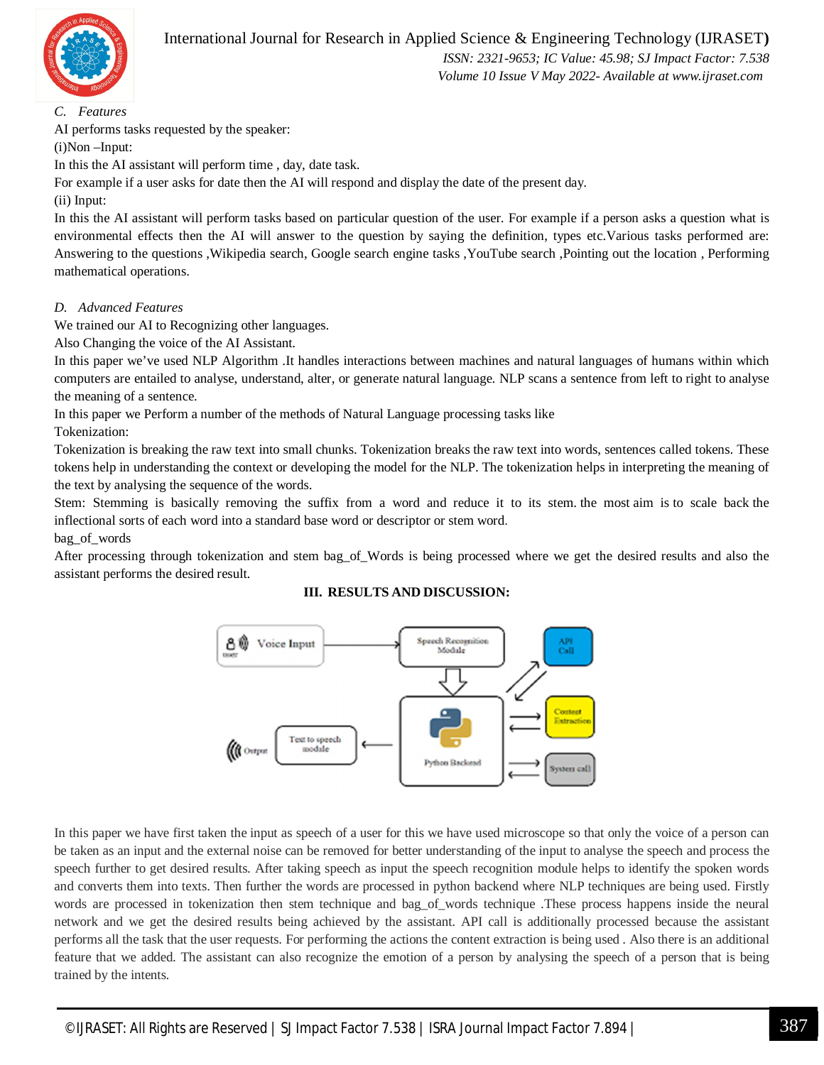*C. Features*

AI performs tasks requested by the speaker:

(i)Non –Input:

In this the AI assistant will perform time , day, date task.

For example if a user asks for date then the AI will respond and display the date of the present day.

(ii) Input:

In this the AI assistant will perform tasks based on particular question of the user. For example if a person asks a question what is environmental effects then the AI will answer to the question by saying the definition, types etc.Various tasks performed are: Answering to the questions ,Wikipedia search, Google search engine tasks ,YouTube search ,Pointing out the location , Performing mathematical operations.

*D. Advanced Features*

We trained our AI to Recognizing other languages.

Also Changing the voice of the AI Assistant.

In this paper we've used NLP Algorithm .It handles interactions between machines and natural languages of humans within which computers are entailed to analyse, understand, alter, or generate natural language. NLP scans a sentence from left to right to analyse the meaning of a sentence.

In this paper we Perform a number of the methods of Natural Language processing tasks like

Tokenization:

Tokenization is breaking the raw text into small chunks. Tokenization breaks the raw text into words, sentences called tokens. These tokens help in understanding the context or developing the model for the NLP. The tokenization helps in interpreting the meaning of the text by analysing the sequence of the words.

Stem: Stemming is basically removing the suffix from a word and reduce it to its stem. the most aim is to scale back the inflectional sorts of each word into a standard base word or descriptor or stem word.

bag_of_words

After processing through tokenization and stem bag_of_Words is being processed where we get the desired results and also the assistant performs the desired result.

## III. RESULTS AND DISCUSSION:

In this paper we have first taken the input as speech of a user for this we have used microscope so that only the voice of a person can be taken as an input and the external noise can be removed for better understanding of the input to analyse the speech and process the speech further to get desired results. After taking speech as input the speech recognition module helps to identify the spoken words and converts them into texts. Then further the words are processed in python backend where NLP techniques are being used. Firstly words are processed in tokenization then stem technique and bag_of_words technique .These process happens inside the neural network and we get the desired results being achieved by the assistant. API call is additionally processed because the assistant performs all the task that the user requests. For performing the actions the content extraction is being used . Also there is an additional feature that we added. The assistant can also recognize the emotion of a person by analysing the speech of a person that is being trained by the intents.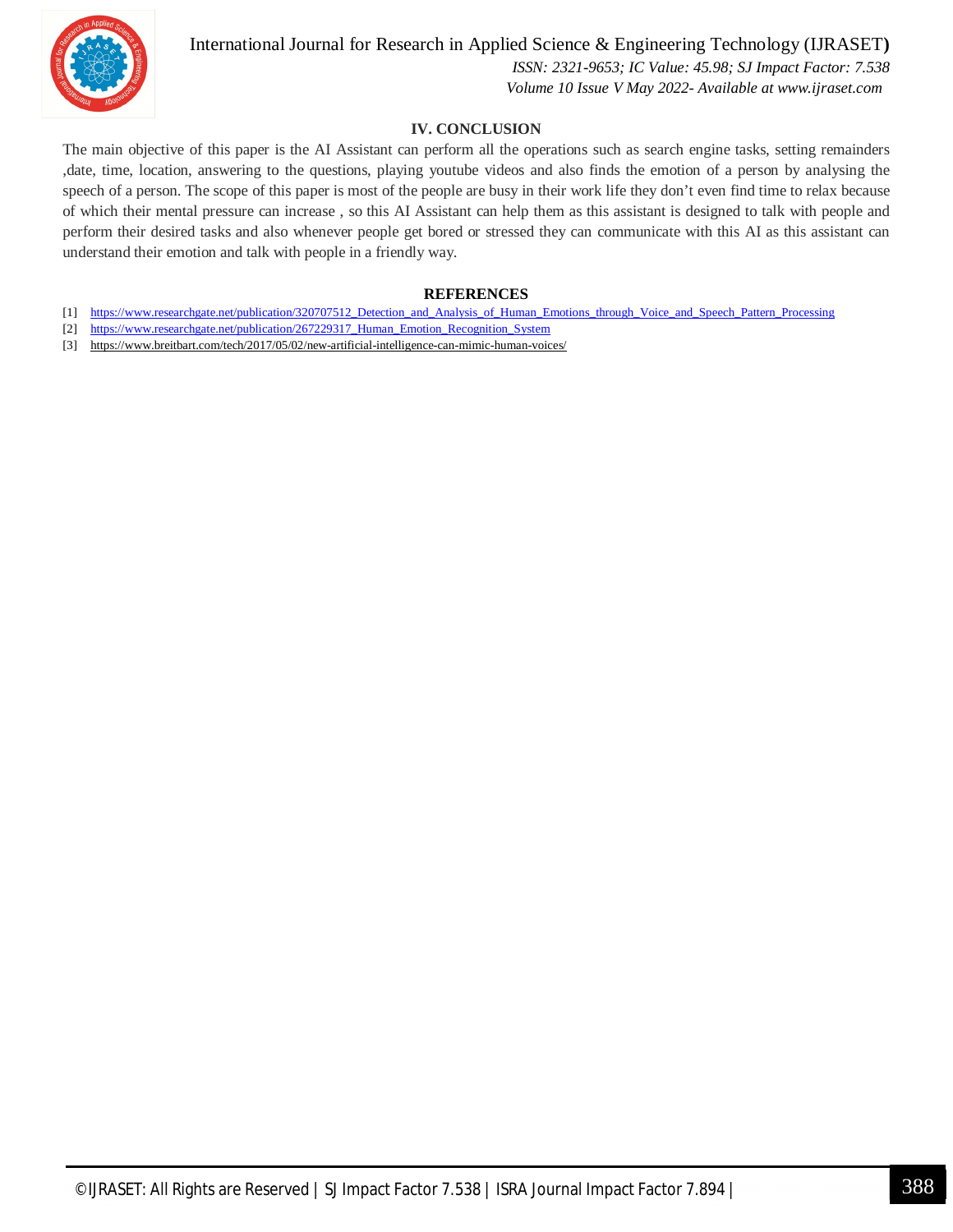## IV. CONCLUSION

The main objective of this paper is the AI Assistant can perform all the operations such as search engine tasks, setting remainders ,date, time, location, answering to the questions, playing youtube videos and also finds the emotion of a person by analysing the speech of a person. The scope of this paper is most of the people are busy in their work life they don't even find time to relax because of which their mental pressure can increase , so this AI Assistant can help them as this assistant is designed to talk with people and perform their desired tasks and also whenever people get bored or stressed they can communicate with this AI as this assistant can understand their emotion and talk with people in a friendly way.

## REFERENCES

[1] https://www.researchgate.net/publication/320707512_Detection_and_Analysis_of_Human_Emotions_through_Voice_and_Speech_Pattern_Processing

[2] https://www.researchgate.net/publication/267229317_Human_Emotion_Recognition_System

[3] https://www.breitbart.com/tech/2017/05/02/new-artificial-intelligence-can-mimic-human-voices/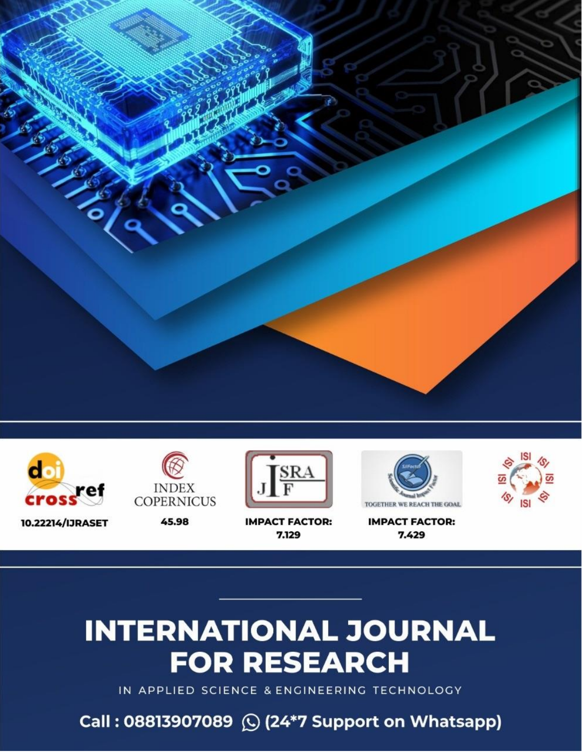10.22214/IJRASET

45.98

IMPACT FACTOR: 7.129

IMPACT FACTOR: 7.429

# INTERNATIONAL JOURNAL FOR RESEARCH

IN APPLIED SCIENCE & ENGINEERING TECHNOLOGY

Call : 08813907089 (24*7 Support on Whatsapp)